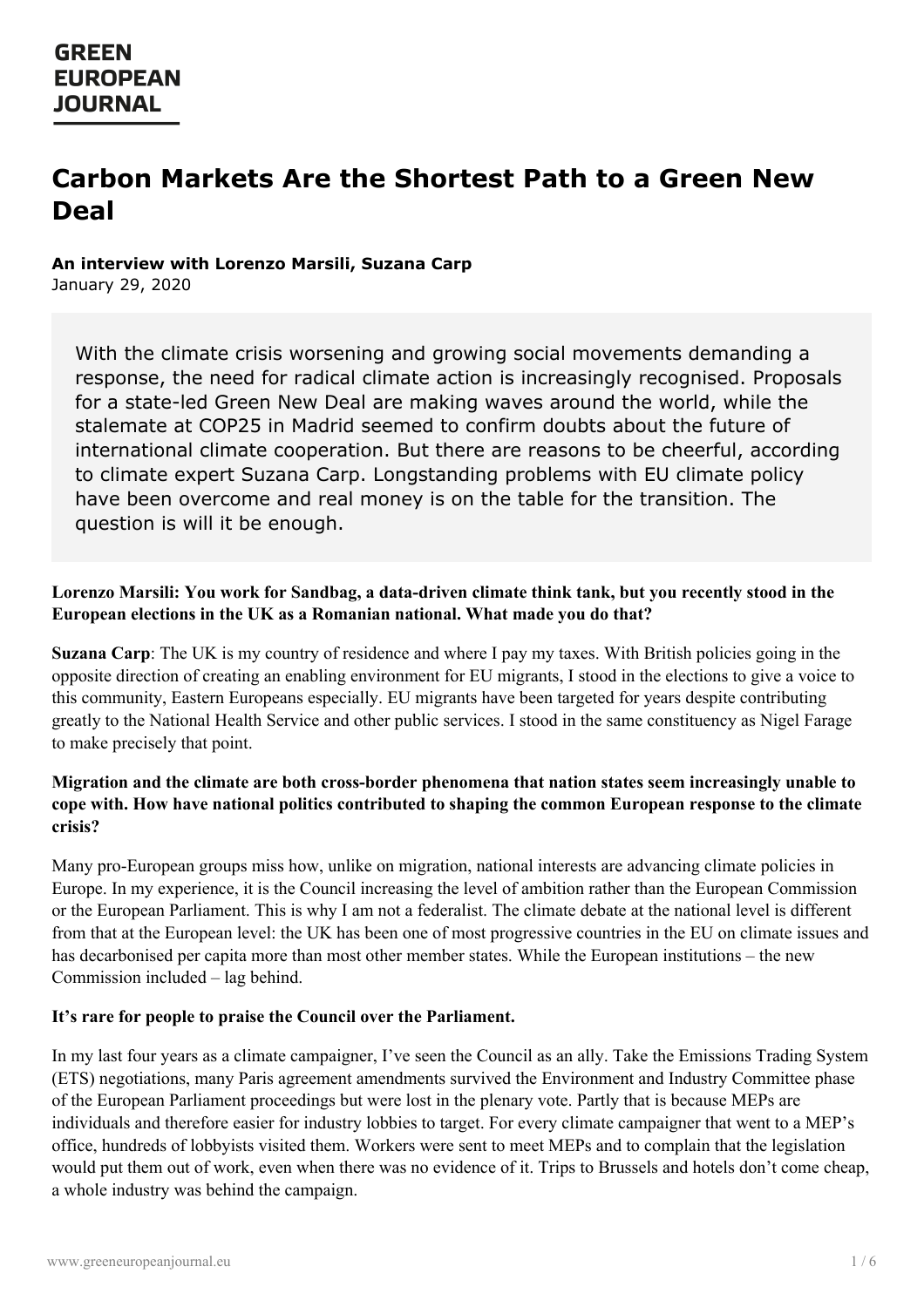# Carbon Markets Are the Shortest Path to a Green New Deal

**An interview with Lorenzo Marsili, Suzana Carp**
January 29, 2020

> With the climate crisis worsening and growing social movements demanding a response, the need for radical climate action is increasingly recognised. Proposals for a state-led Green New Deal are making waves around the world, while the stalemate at COP25 in Madrid seemed to confirm doubts about the future of international climate cooperation. But there are reasons to be cheerful, according to climate expert Suzana Carp. Longstanding problems with EU climate policy have been overcome and real money is on the table for the transition. The question is will it be enough.

**Lorenzo Marsili: You work for Sandbag, a data-driven climate think tank, but you recently stood in the European elections in the UK as a Romanian national. What made you do that?**

**Suzana Carp**: The UK is my country of residence and where I pay my taxes. With British policies going in the opposite direction of creating an enabling environment for EU migrants, I stood in the elections to give a voice to this community, Eastern Europeans especially. EU migrants have been targeted for years despite contributing greatly to the National Health Service and other public services. I stood in the same constituency as Nigel Farage to make precisely that point.

**Migration and the climate are both cross-border phenomena that nation states seem increasingly unable to cope with. How have national politics contributed to shaping the common European response to the climate crisis?**

Many pro-European groups miss how, unlike on migration, national interests are advancing climate policies in Europe. In my experience, it is the Council increasing the level of ambition rather than the European Commission or the European Parliament. This is why I am not a federalist. The climate debate at the national level is different from that at the European level: the UK has been one of most progressive countries in the EU on climate issues and has decarbonised per capita more than most other member states. While the European institutions – the new Commission included – lag behind.

**It's rare for people to praise the Council over the Parliament.**

In my last four years as a climate campaigner, I've seen the Council as an ally. Take the Emissions Trading System (ETS) negotiations, many Paris agreement amendments survived the Environment and Industry Committee phase of the European Parliament proceedings but were lost in the plenary vote. Partly that is because MEPs are individuals and therefore easier for industry lobbies to target. For every climate campaigner that went to a MEP's office, hundreds of lobbyists visited them. Workers were sent to meet MEPs and to complain that the legislation would put them out of work, even when there was no evidence of it. Trips to Brussels and hotels don't come cheap, a whole industry was behind the campaign.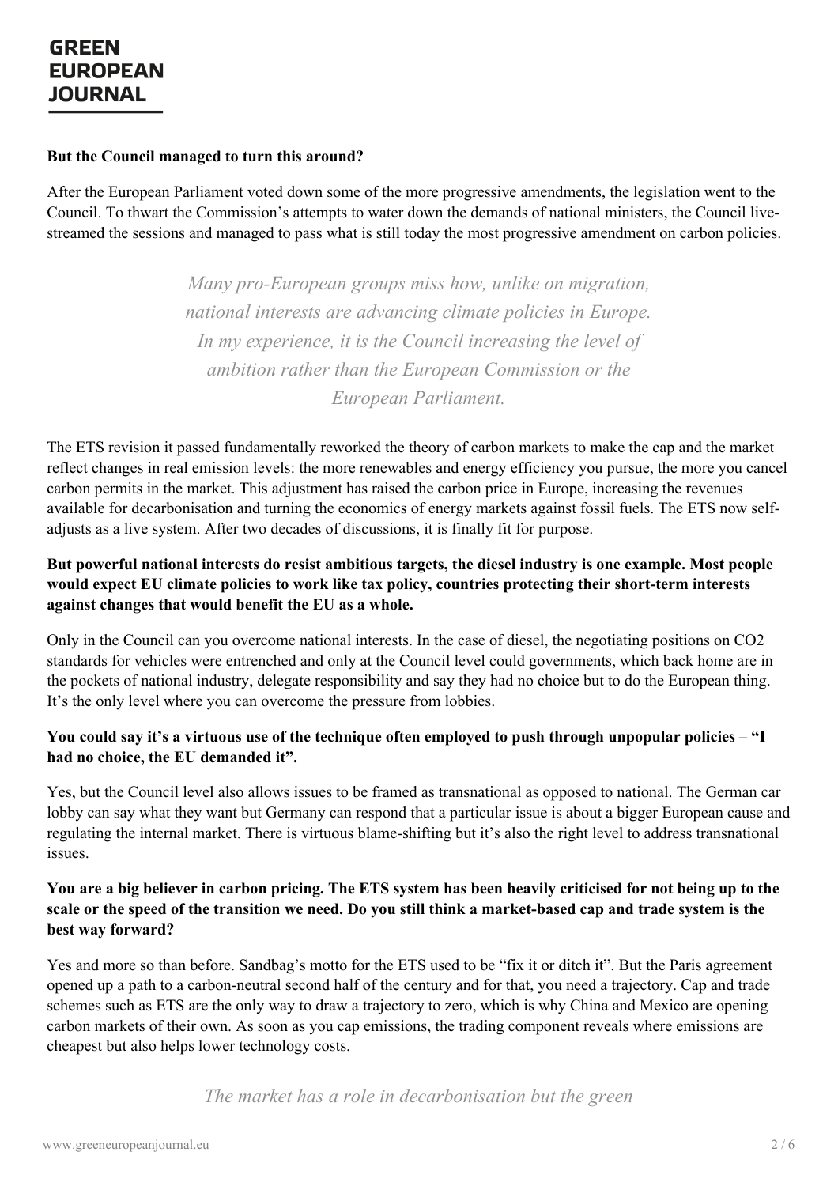**But the Council managed to turn this around?**

After the European Parliament voted down some of the more progressive amendments, the legislation went to the Council. To thwart the Commission's attempts to water down the demands of national ministers, the Council live-streamed the sessions and managed to pass what is still today the most progressive amendment on carbon policies.

> *Many pro-European groups miss how, unlike on migration, national interests are advancing climate policies in Europe. In my experience, it is the Council increasing the level of ambition rather than the European Commission or the European Parliament.*

The ETS revision it passed fundamentally reworked the theory of carbon markets to make the cap and the market reflect changes in real emission levels: the more renewables and energy efficiency you pursue, the more you cancel carbon permits in the market. This adjustment has raised the carbon price in Europe, increasing the revenues available for decarbonisation and turning the economics of energy markets against fossil fuels. The ETS now self-adjusts as a live system. After two decades of discussions, it is finally fit for purpose.

**But powerful national interests do resist ambitious targets, the diesel industry is one example. Most people would expect EU climate policies to work like tax policy, countries protecting their short-term interests against changes that would benefit the EU as a whole.**

Only in the Council can you overcome national interests. In the case of diesel, the negotiating positions on $CO_2$ standards for vehicles were entrenched and only at the Council level could governments, which back home are in the pockets of national industry, delegate responsibility and say they had no choice but to do the European thing. It's the only level where you can overcome the pressure from lobbies.

**You could say it's a virtuous use of the technique often employed to push through unpopular policies – "I had no choice, the EU demanded it".**

Yes, but the Council level also allows issues to be framed as transnational as opposed to national. The German car lobby can say what they want but Germany can respond that a particular issue is about a bigger European cause and regulating the internal market. There is virtuous blame-shifting but it's also the right level to address transnational issues.

**You are a big believer in carbon pricing. The ETS system has been heavily criticised for not being up to the scale or the speed of the transition we need. Do you still think a market-based cap and trade system is the best way forward?**

Yes and more so than before. Sandbag's motto for the ETS used to be "fix it or ditch it". But the Paris agreement opened up a path to a carbon-neutral second half of the century and for that, you need a trajectory. Cap and trade schemes such as ETS are the only way to draw a trajectory to zero, which is why China and Mexico are opening carbon markets of their own. As soon as you cap emissions, the trading component reveals where emissions are cheapest but also helps lower technology costs.

> *The market has a role in decarbonisation but the green*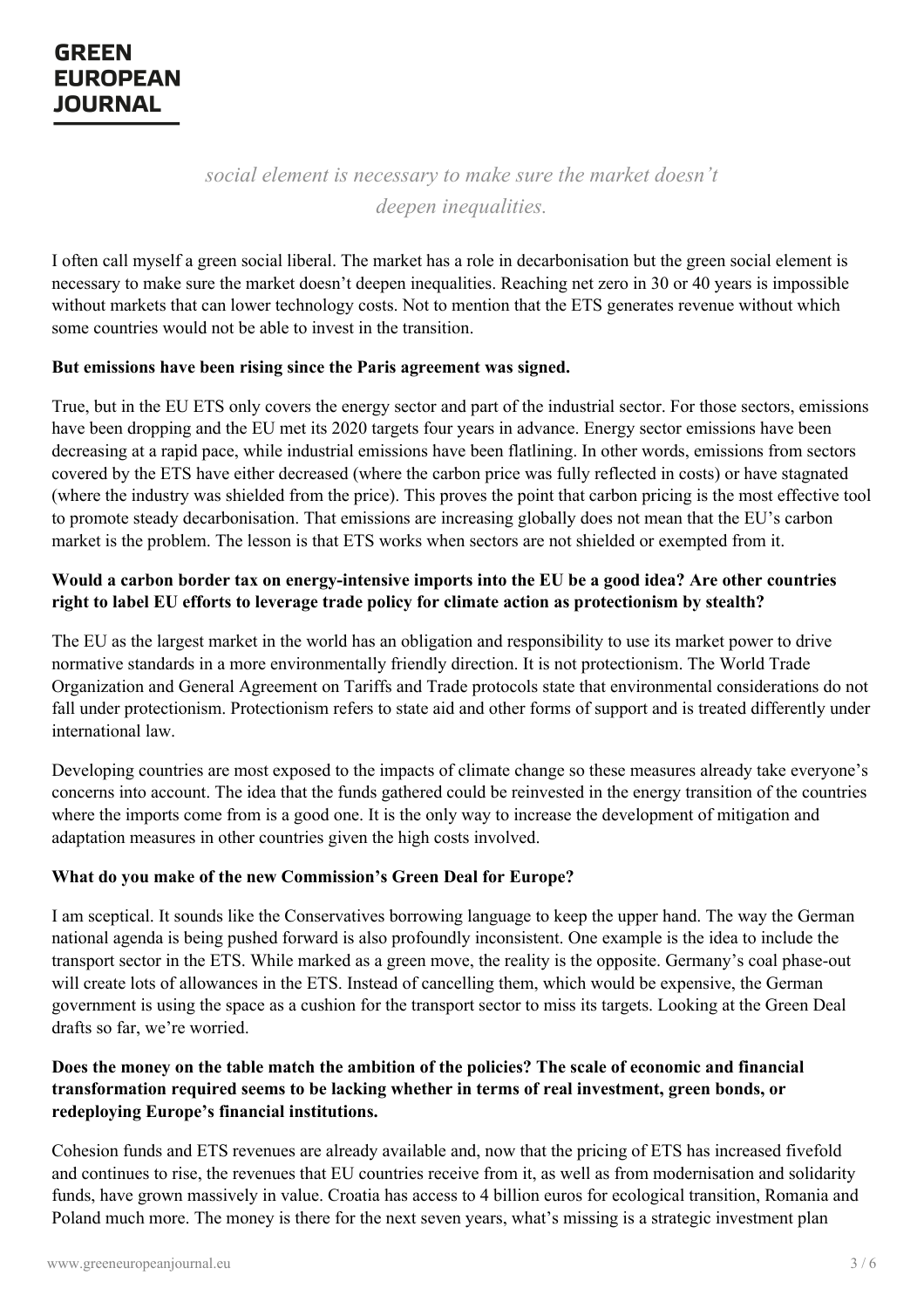*social element is necessary to make sure the market doesn't deepen inequalities.*

I often call myself a green social liberal. The market has a role in decarbonisation but the green social element is necessary to make sure the market doesn't deepen inequalities. Reaching net zero in 30 or 40 years is impossible without markets that can lower technology costs. Not to mention that the ETS generates revenue without which some countries would not be able to invest in the transition.

**But emissions have been rising since the Paris agreement was signed.**

True, but in the EU ETS only covers the energy sector and part of the industrial sector. For those sectors, emissions have been dropping and the EU met its 2020 targets four years in advance. Energy sector emissions have been decreasing at a rapid pace, while industrial emissions have been flatlining. In other words, emissions from sectors covered by the ETS have either decreased (where the carbon price was fully reflected in costs) or have stagnated (where the industry was shielded from the price). This proves the point that carbon pricing is the most effective tool to promote steady decarbonisation. That emissions are increasing globally does not mean that the EU's carbon market is the problem. The lesson is that ETS works when sectors are not shielded or exempted from it.

**Would a carbon border tax on energy-intensive imports into the EU be a good idea? Are other countries right to label EU efforts to leverage trade policy for climate action as protectionism by stealth?**

The EU as the largest market in the world has an obligation and responsibility to use its market power to drive normative standards in a more environmentally friendly direction. It is not protectionism. The World Trade Organization and General Agreement on Tariffs and Trade protocols state that environmental considerations do not fall under protectionism. Protectionism refers to state aid and other forms of support and is treated differently under international law.

Developing countries are most exposed to the impacts of climate change so these measures already take everyone's concerns into account. The idea that the funds gathered could be reinvested in the energy transition of the countries where the imports come from is a good one. It is the only way to increase the development of mitigation and adaptation measures in other countries given the high costs involved.

**What do you make of the new Commission's Green Deal for Europe?**

I am sceptical. It sounds like the Conservatives borrowing language to keep the upper hand. The way the German national agenda is being pushed forward is also profoundly inconsistent. One example is the idea to include the transport sector in the ETS. While marked as a green move, the reality is the opposite. Germany's coal phase-out will create lots of allowances in the ETS. Instead of cancelling them, which would be expensive, the German government is using the space as a cushion for the transport sector to miss its targets. Looking at the Green Deal drafts so far, we're worried.

**Does the money on the table match the ambition of the policies? The scale of economic and financial transformation required seems to be lacking whether in terms of real investment, green bonds, or redeploying Europe's financial institutions.**

Cohesion funds and ETS revenues are already available and, now that the pricing of ETS has increased fivefold and continues to rise, the revenues that EU countries receive from it, as well as from modernisation and solidarity funds, have grown massively in value. Croatia has access to 4 billion euros for ecological transition, Romania and Poland much more. The money is there for the next seven years, what's missing is a strategic investment plan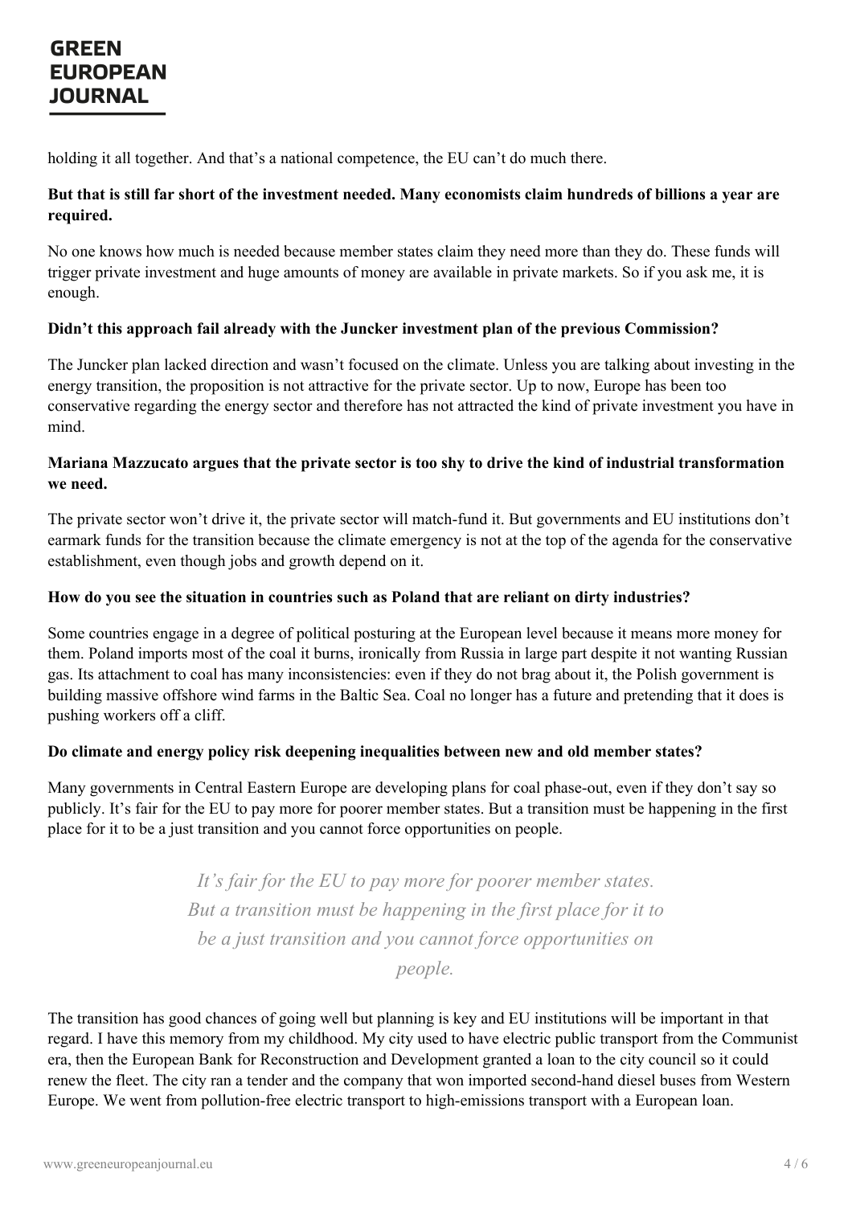holding it all together. And that's a national competence, the EU can't do much there.

**But that is still far short of the investment needed. Many economists claim hundreds of billions a year are required.**

No one knows how much is needed because member states claim they need more than they do. These funds will trigger private investment and huge amounts of money are available in private markets. So if you ask me, it is enough.

**Didn't this approach fail already with the Juncker investment plan of the previous Commission?**

The Juncker plan lacked direction and wasn't focused on the climate. Unless you are talking about investing in the energy transition, the proposition is not attractive for the private sector. Up to now, Europe has been too conservative regarding the energy sector and therefore has not attracted the kind of private investment you have in mind.

**Mariana Mazzucato argues that the private sector is too shy to drive the kind of industrial transformation we need.**

The private sector won't drive it, the private sector will match-fund it. But governments and EU institutions don't earmark funds for the transition because the climate emergency is not at the top of the agenda for the conservative establishment, even though jobs and growth depend on it.

**How do you see the situation in countries such as Poland that are reliant on dirty industries?**

Some countries engage in a degree of political posturing at the European level because it means more money for them. Poland imports most of the coal it burns, ironically from Russia in large part despite it not wanting Russian gas. Its attachment to coal has many inconsistencies: even if they do not brag about it, the Polish government is building massive offshore wind farms in the Baltic Sea. Coal no longer has a future and pretending that it does is pushing workers off a cliff.

**Do climate and energy policy risk deepening inequalities between new and old member states?**

Many governments in Central Eastern Europe are developing plans for coal phase-out, even if they don't say so publicly. It's fair for the EU to pay more for poorer member states. But a transition must be happening in the first place for it to be a just transition and you cannot force opportunities on people.

> *It's fair for the EU to pay more for poorer member states. But a transition must be happening in the first place for it to be a just transition and you cannot force opportunities on people.*

The transition has good chances of going well but planning is key and EU institutions will be important in that regard. I have this memory from my childhood. My city used to have electric public transport from the Communist era, then the European Bank for Reconstruction and Development granted a loan to the city council so it could renew the fleet. The city ran a tender and the company that won imported second-hand diesel buses from Western Europe. We went from pollution-free electric transport to high-emissions transport with a European loan.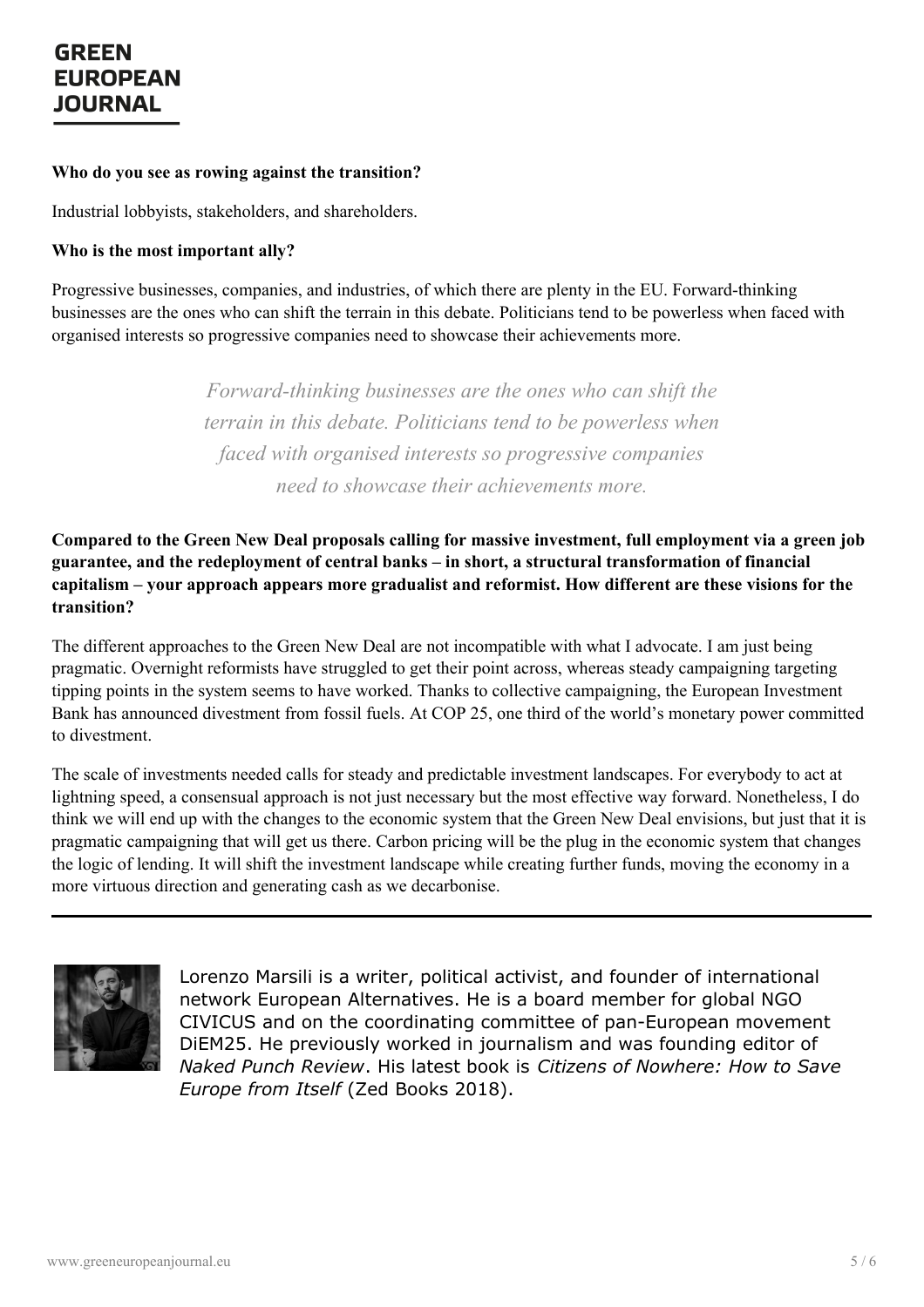**Who do you see as rowing against the transition?**

Industrial lobbyists, stakeholders, and shareholders.

**Who is the most important ally?**

Progressive businesses, companies, and industries, of which there are plenty in the EU. Forward-thinking businesses are the ones who can shift the terrain in this debate. Politicians tend to be powerless when faced with organised interests so progressive companies need to showcase their achievements more.

> *Forward-thinking businesses are the ones who can shift the terrain in this debate. Politicians tend to be powerless when faced with organised interests so progressive companies need to showcase their achievements more.*

**Compared to the Green New Deal proposals calling for massive investment, full employment via a green job guarantee, and the redeployment of central banks – in short, a structural transformation of financial capitalism – your approach appears more gradualist and reformist. How different are these visions for the transition?**

The different approaches to the Green New Deal are not incompatible with what I advocate. I am just being pragmatic. Overnight reformists have struggled to get their point across, whereas steady campaigning targeting tipping points in the system seems to have worked. Thanks to collective campaigning, the European Investment Bank has announced divestment from fossil fuels. At COP 25, one third of the world's monetary power committed to divestment.

The scale of investments needed calls for steady and predictable investment landscapes. For everybody to act at lightning speed, a consensual approach is not just necessary but the most effective way forward. Nonetheless, I do think we will end up with the changes to the economic system that the Green New Deal envisions, but just that it is pragmatic campaigning that will get us there. Carbon pricing will be the plug in the economic system that changes the logic of lending. It will shift the investment landscape while creating further funds, moving the economy in a more virtuous direction and generating cash as we decarbonise.

---

Lorenzo Marsili is a writer, political activist, and founder of international network European Alternatives. He is a board member for global NGO CIVICUS and on the coordinating committee of pan-European movement DiEM25. He previously worked in journalism and was founding editor of *Naked Punch Review*. His latest book is *Citizens of Nowhere: How to Save Europe from Itself* (Zed Books 2018).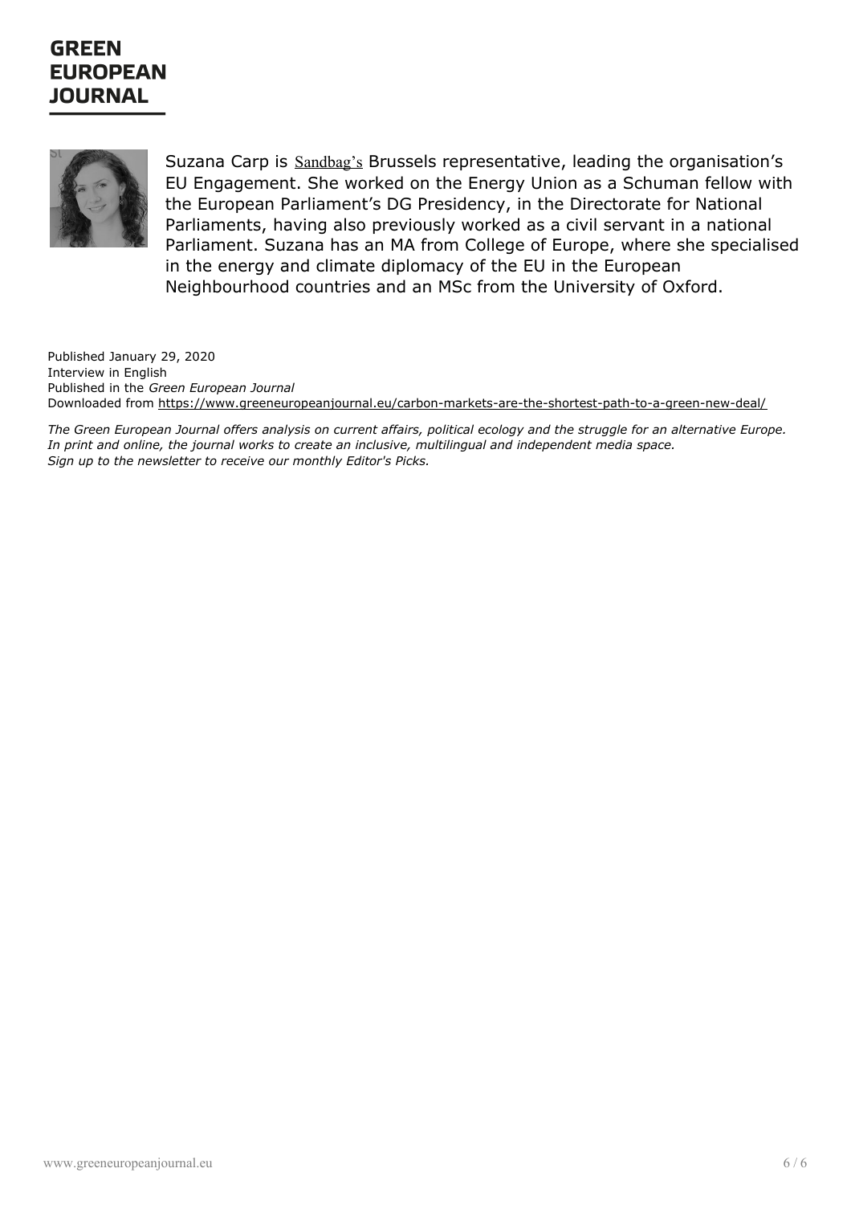Suzana Carp is Sandbag's Brussels representative, leading the organisation's EU Engagement. She worked on the Energy Union as a Schuman fellow with the European Parliament's DG Presidency, in the Directorate for National Parliaments, having also previously worked as a civil servant in a national Parliament. Suzana has an MA from College of Europe, where she specialised in the energy and climate diplomacy of the EU in the European Neighbourhood countries and an MSc from the University of Oxford.

Published January 29, 2020
Interview in English
Published in the *Green European Journal*
Downloaded from https://www.greeneuropeanjournal.eu/carbon-markets-are-the-shortest-path-to-a-green-new-deal/

*The Green European Journal offers analysis on current affairs, political ecology and the struggle for an alternative Europe. In print and online, the journal works to create an inclusive, multilingual and independent media space. Sign up to the newsletter to receive our monthly Editor's Picks.*